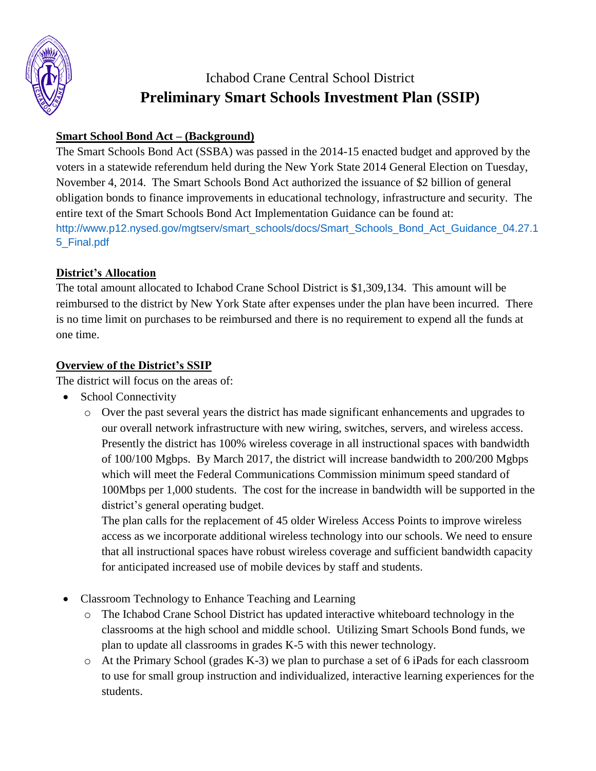Ichabod Crane Central School District

# Preliminary Smart Schools Investment Plan (SSIP)

**Smart School Bond Act – (Background)**

The Smart Schools Bond Act (SSBA) was passed in the 2014-15 enacted budget and approved by the voters in a statewide referendum held during the New York State 2014 General Election on Tuesday, November 4, 2014. The Smart Schools Bond Act authorized the issuance of $2 billion of general obligation bonds to finance improvements in educational technology, infrastructure and security. The entire text of the Smart Schools Bond Act Implementation Guidance can be found at: http://www.p12.nysed.gov/mgtserv/smart_schools/docs/Smart_Schools_Bond_Act_Guidance_04.27.15_Final.pdf

**District's Allocation**

The total amount allocated to Ichabod Crane School District is $1,309,134. This amount will be reimbursed to the district by New York State after expenses under the plan have been incurred. There is no time limit on purchases to be reimbursed and there is no requirement to expend all the funds at one time.

**Overview of the District's SSIP**

The district will focus on the areas of:

- School Connectivity
  - Over the past several years the district has made significant enhancements and upgrades to our overall network infrastructure with new wiring, switches, servers, and wireless access. Presently the district has 100% wireless coverage in all instructional spaces with bandwidth of 100/100 Mgbps. By March 2017, the district will increase bandwidth to 200/200 Mgbps which will meet the Federal Communications Commission minimum speed standard of 100Mbps per 1,000 students. The cost for the increase in bandwidth will be supported in the district's general operating budget.

    The plan calls for the replacement of 45 older Wireless Access Points to improve wireless access as we incorporate additional wireless technology into our schools. We need to ensure that all instructional spaces have robust wireless coverage and sufficient bandwidth capacity for anticipated increased use of mobile devices by staff and students.

- Classroom Technology to Enhance Teaching and Learning
  - The Ichabod Crane School District has updated interactive whiteboard technology in the classrooms at the high school and middle school. Utilizing Smart Schools Bond funds, we plan to update all classrooms in grades K-5 with this newer technology.
  - At the Primary School (grades K-3) we plan to purchase a set of 6 iPads for each classroom to use for small group instruction and individualized, interactive learning experiences for the students.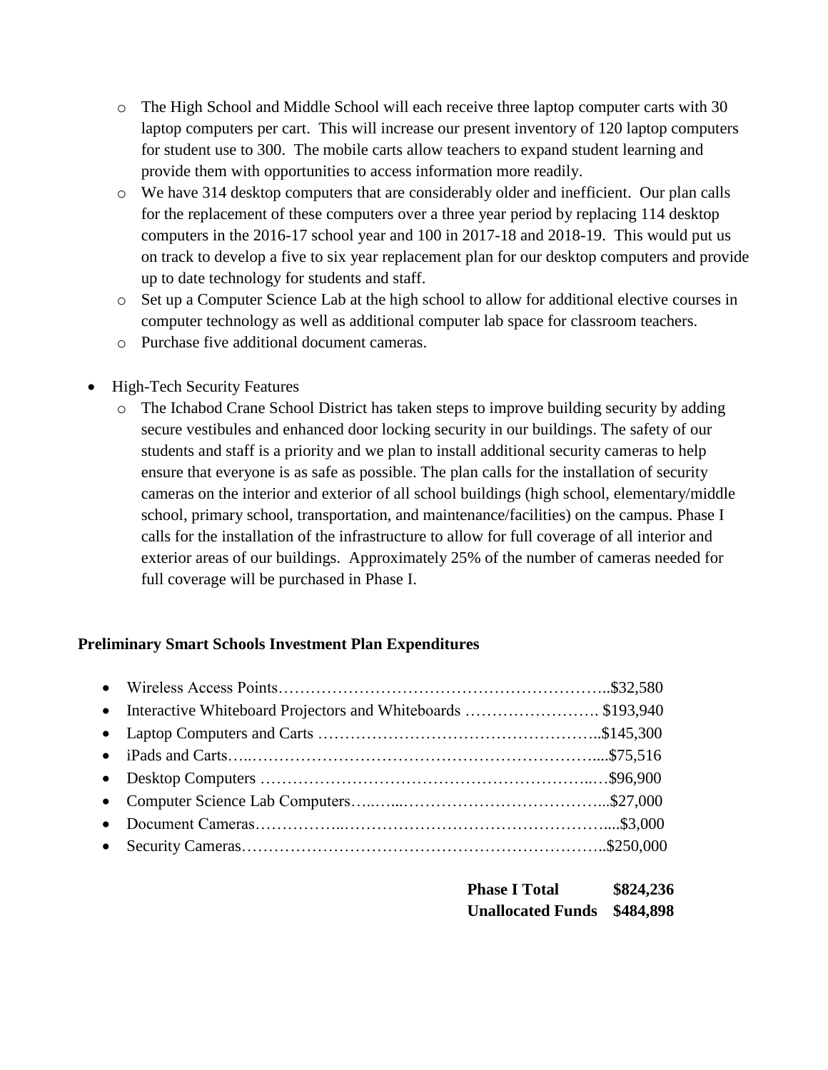- The High School and Middle School will each receive three laptop computer carts with 30 laptop computers per cart. This will increase our present inventory of 120 laptop computers for student use to 300. The mobile carts allow teachers to expand student learning and provide them with opportunities to access information more readily.
   - We have 314 desktop computers that are considerably older and inefficient. Our plan calls for the replacement of these computers over a three year period by replacing 114 desktop computers in the 2016-17 school year and 100 in 2017-18 and 2018-19. This would put us on track to develop a five to six year replacement plan for our desktop computers and provide up to date technology for students and staff.
   - Set up a Computer Science Lab at the high school to allow for additional elective courses in computer technology as well as additional computer lab space for classroom teachers.
   - Purchase five additional document cameras.

- High-Tech Security Features
   - The Ichabod Crane School District has taken steps to improve building security by adding secure vestibules and enhanced door locking security in our buildings. The safety of our students and staff is a priority and we plan to install additional security cameras to help ensure that everyone is as safe as possible. The plan calls for the installation of security cameras on the interior and exterior of all school buildings (high school, elementary/middle school, primary school, transportation, and maintenance/facilities) on the campus. Phase I calls for the installation of the infrastructure to allow for full coverage of all interior and exterior areas of our buildings. Approximately 25% of the number of cameras needed for full coverage will be purchased in Phase I.

**Preliminary Smart Schools Investment Plan Expenditures**

- Wireless Access Points……………………………………………………..$32,580
- Interactive Whiteboard Projectors and Whiteboards ……………………. $193,940
- Laptop Computers and Carts ……………………………………………..$145,300
- iPads and Carts…..……………………………………………………....$75,516
- Desktop Computers …………………………………………………..…$96,900
- Computer Science Lab Computers…..…..………………………………...$27,000
- Document Cameras……………..…………………………………………....$3,000
- Security Cameras………………………………………………………..$250,000

**Phase I Total $824,236**
**Unallocated Funds $484,898**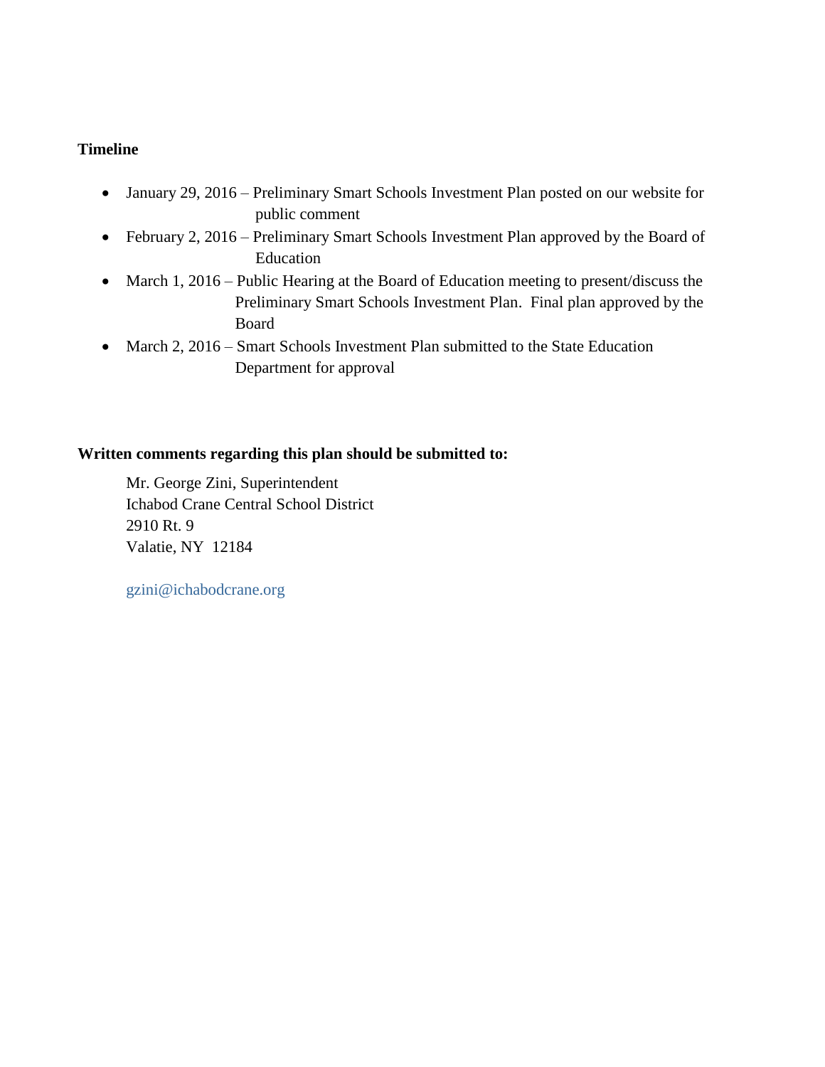**Timeline**

- January 29, 2016 – Preliminary Smart Schools Investment Plan posted on our website for public comment
- February 2, 2016 – Preliminary Smart Schools Investment Plan approved by the Board of Education
- March 1, 2016 – Public Hearing at the Board of Education meeting to present/discuss the Preliminary Smart Schools Investment Plan. Final plan approved by the Board
- March 2, 2016 – Smart Schools Investment Plan submitted to the State Education Department for approval

**Written comments regarding this plan should be submitted to:**

Mr. George Zini, Superintendent
Ichabod Crane Central School District
2910 Rt. 9
Valatie, NY 12184

gzini@ichabodcrane.org